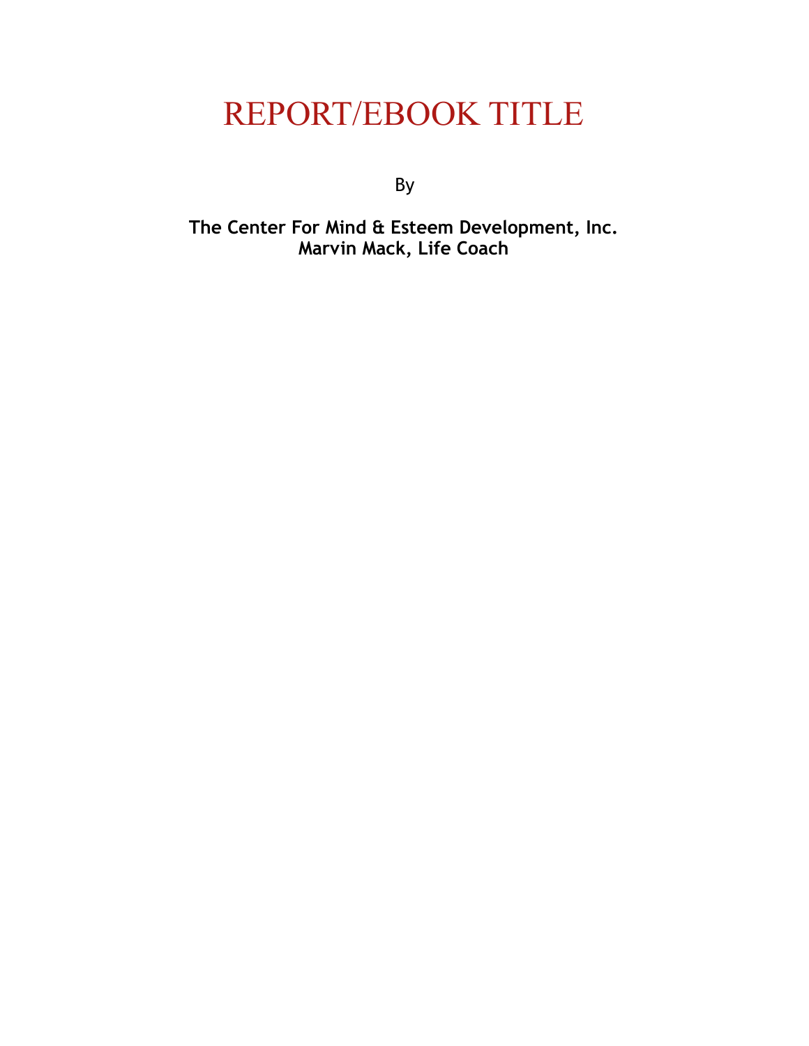# REPORT/EBOOK TITLE

By

**The Center For Mind & Esteem Development, Inc.**
**Marvin Mack, Life Coach**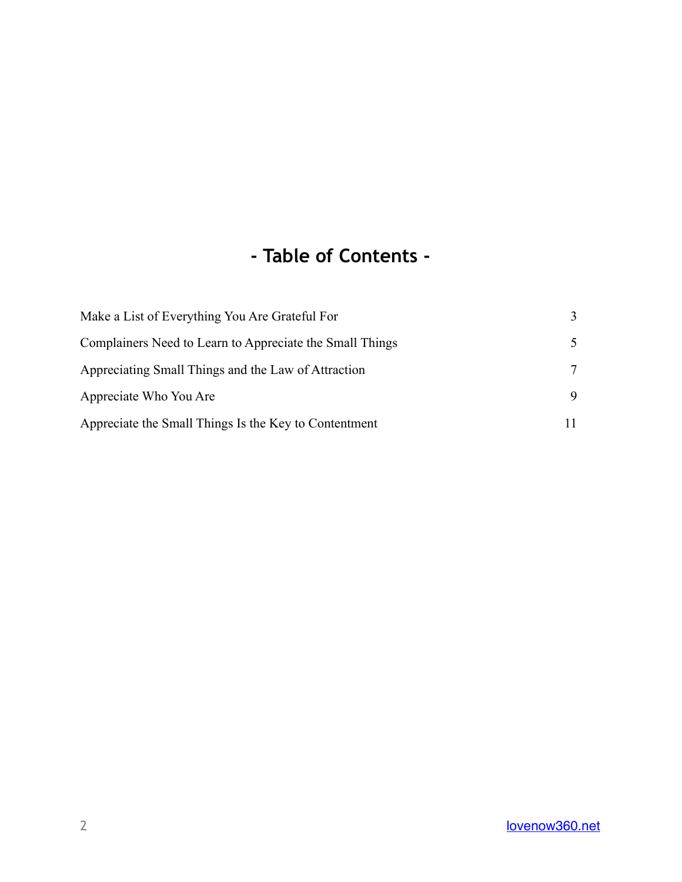# - Table of Contents -

| | |
|---|---|
| Make a List of Everything You Are Grateful For | 3 |
| Complainers Need to Learn to Appreciate the Small Things | 5 |
| Appreciating Small Things and the Law of Attraction | 7 |
| Appreciate Who You Are | 9 |
| Appreciate the Small Things Is the Key to Contentment | 11 |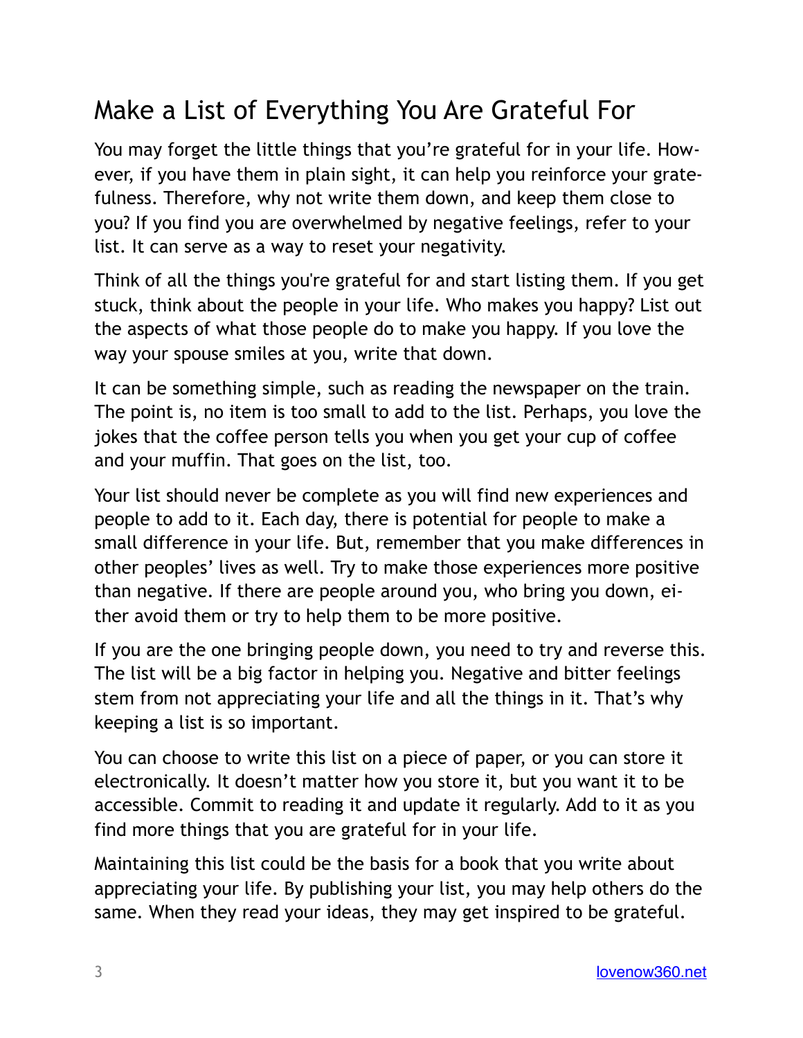## Make a List of Everything You Are Grateful For

You may forget the little things that you're grateful for in your life. However, if you have them in plain sight, it can help you reinforce your gratefulness. Therefore, why not write them down, and keep them close to you? If you find you are overwhelmed by negative feelings, refer to your list. It can serve as a way to reset your negativity.

Think of all the things you're grateful for and start listing them. If you get stuck, think about the people in your life. Who makes you happy? List out the aspects of what those people do to make you happy. If you love the way your spouse smiles at you, write that down.

It can be something simple, such as reading the newspaper on the train. The point is, no item is too small to add to the list. Perhaps, you love the jokes that the coffee person tells you when you get your cup of coffee and your muffin. That goes on the list, too.

Your list should never be complete as you will find new experiences and people to add to it. Each day, there is potential for people to make a small difference in your life. But, remember that you make differences in other peoples' lives as well. Try to make those experiences more positive than negative. If there are people around you, who bring you down, either avoid them or try to help them to be more positive.

If you are the one bringing people down, you need to try and reverse this. The list will be a big factor in helping you. Negative and bitter feelings stem from not appreciating your life and all the things in it. That's why keeping a list is so important.

You can choose to write this list on a piece of paper, or you can store it electronically. It doesn't matter how you store it, but you want it to be accessible. Commit to reading it and update it regularly. Add to it as you find more things that you are grateful for in your life.

Maintaining this list could be the basis for a book that you write about appreciating your life. By publishing your list, you may help others do the same. When they read your ideas, they may get inspired to be grateful.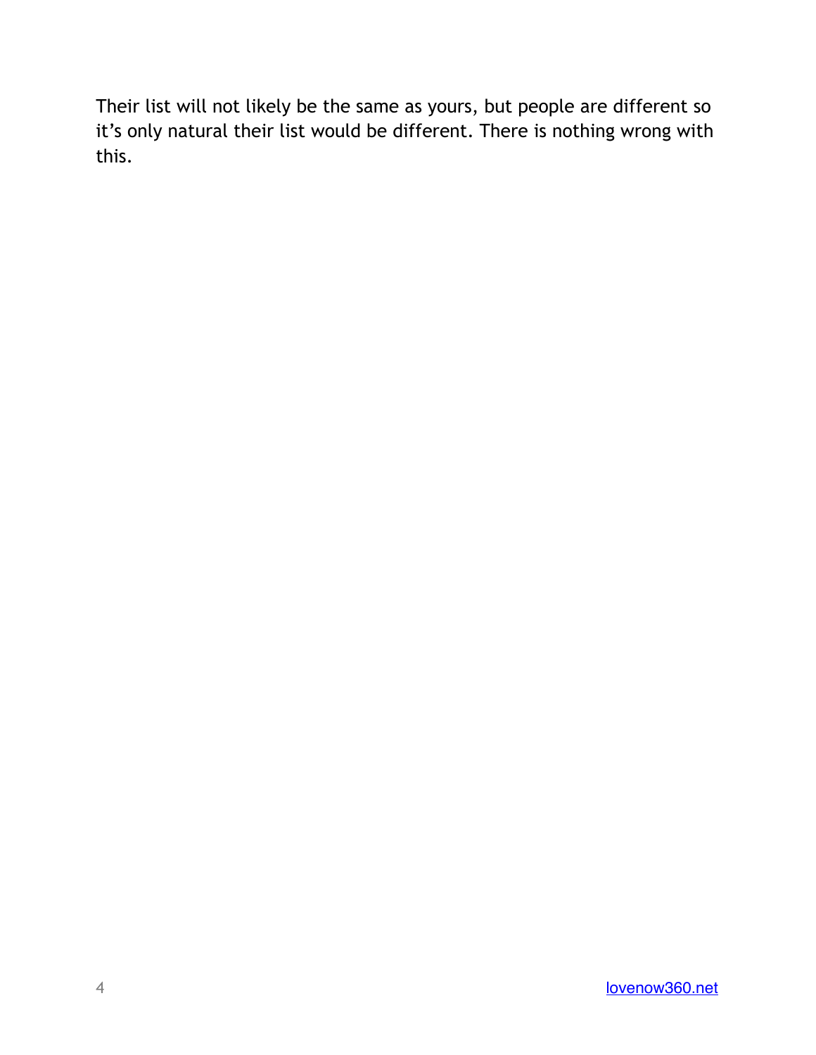Their list will not likely be the same as yours, but people are different so it's only natural their list would be different. There is nothing wrong with this.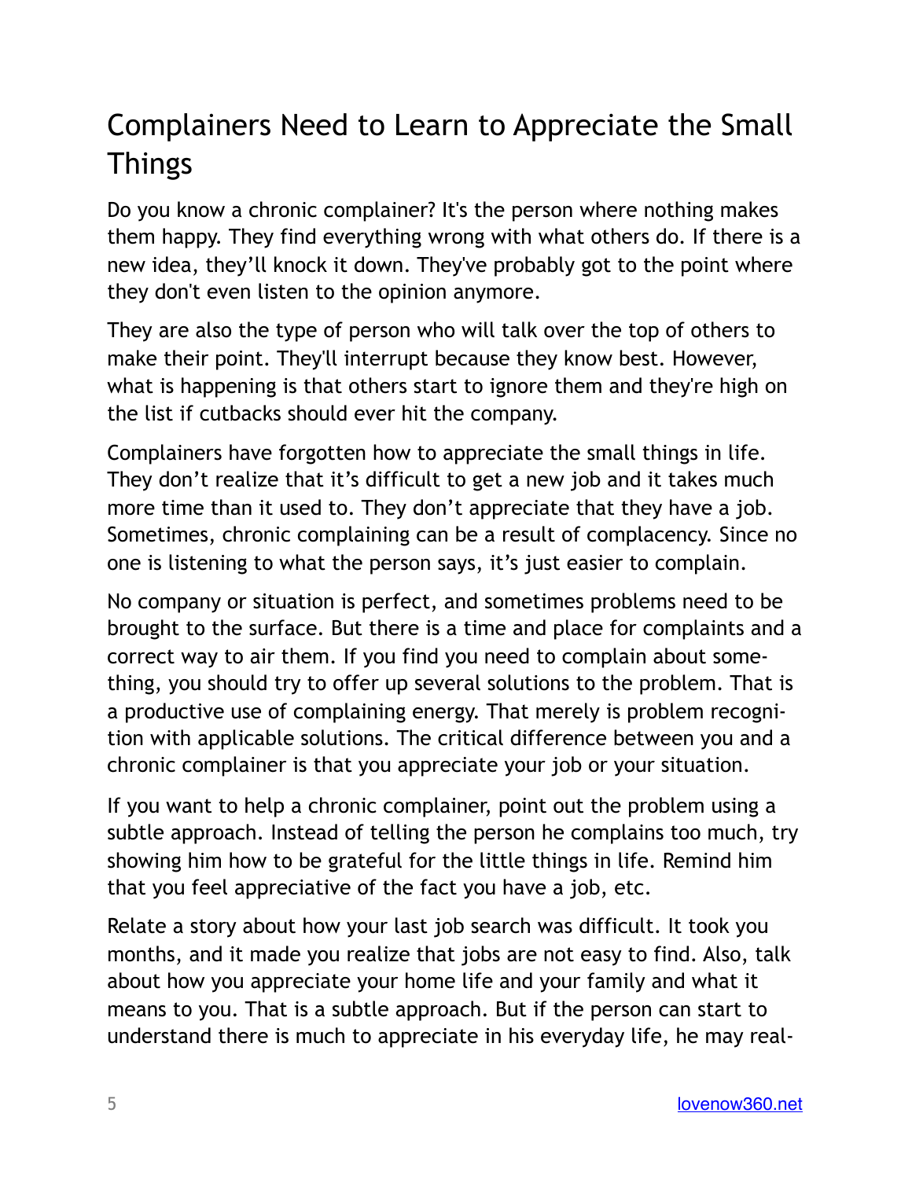# Complainers Need to Learn to Appreciate the Small Things

Do you know a chronic complainer? It's the person where nothing makes them happy. They find everything wrong with what others do. If there is a new idea, they'll knock it down. They've probably got to the point where they don't even listen to the opinion anymore.

They are also the type of person who will talk over the top of others to make their point. They'll interrupt because they know best. However, what is happening is that others start to ignore them and they're high on the list if cutbacks should ever hit the company.

Complainers have forgotten how to appreciate the small things in life. They don't realize that it's difficult to get a new job and it takes much more time than it used to. They don't appreciate that they have a job. Sometimes, chronic complaining can be a result of complacency. Since no one is listening to what the person says, it's just easier to complain.

No company or situation is perfect, and sometimes problems need to be brought to the surface. But there is a time and place for complaints and a correct way to air them. If you find you need to complain about something, you should try to offer up several solutions to the problem. That is a productive use of complaining energy. That merely is problem recognition with applicable solutions. The critical difference between you and a chronic complainer is that you appreciate your job or your situation.

If you want to help a chronic complainer, point out the problem using a subtle approach. Instead of telling the person he complains too much, try showing him how to be grateful for the little things in life. Remind him that you feel appreciative of the fact you have a job, etc.

Relate a story about how your last job search was difficult. It took you months, and it made you realize that jobs are not easy to find. Also, talk about how you appreciate your home life and your family and what it means to you. That is a subtle approach. But if the person can start to understand there is much to appreciate in his everyday life, he may real-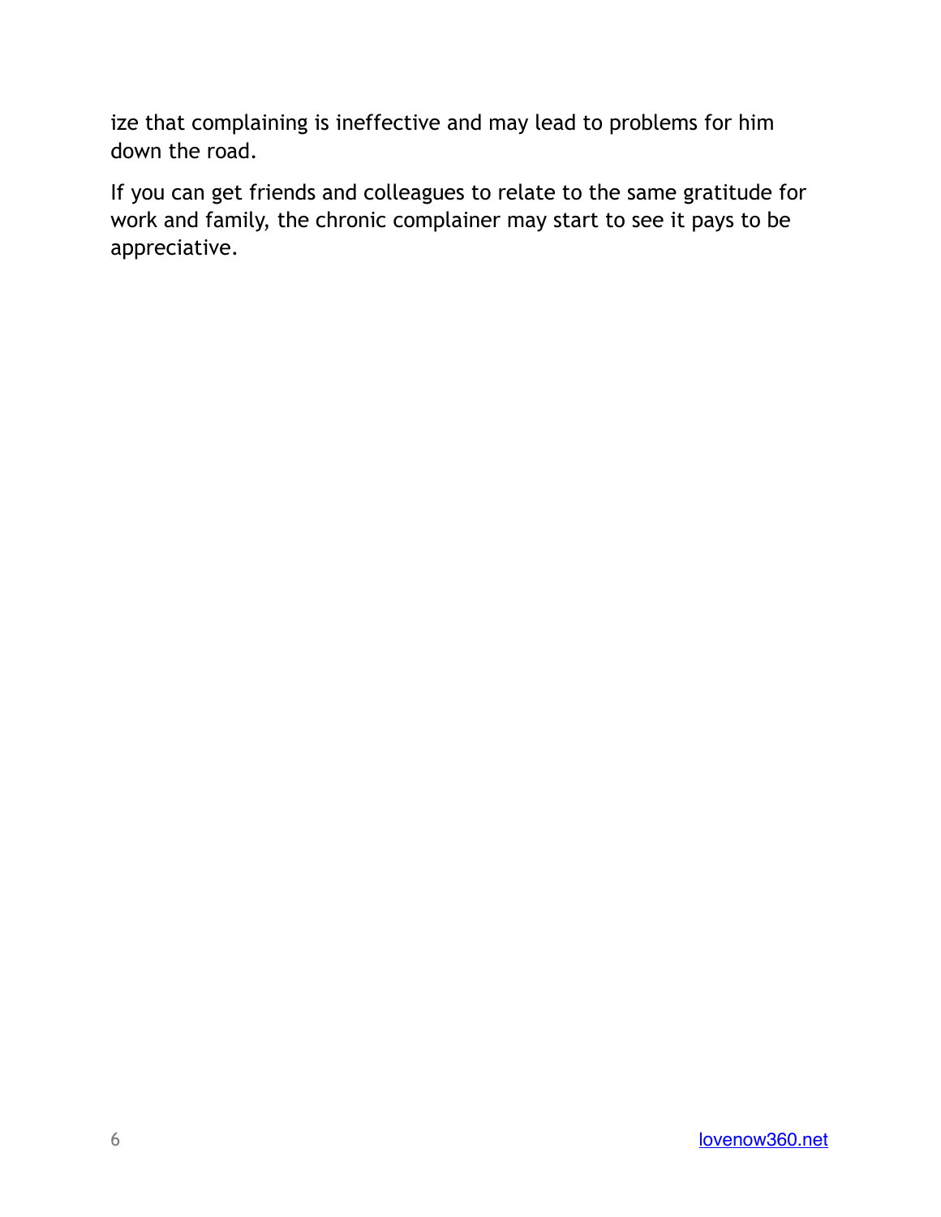ize that complaining is ineffective and may lead to problems for him down the road.

If you can get friends and colleagues to relate to the same gratitude for work and family, the chronic complainer may start to see it pays to be appreciative.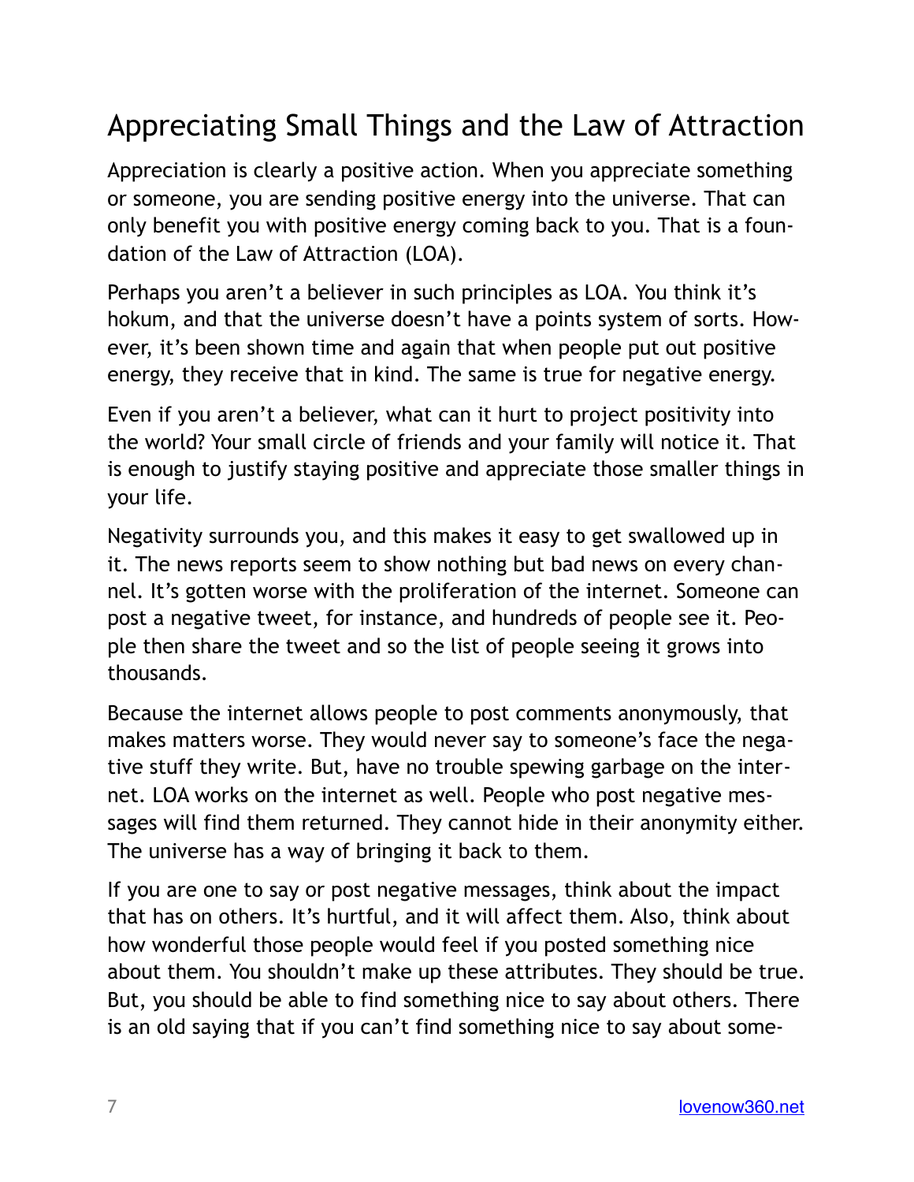## Appreciating Small Things and the Law of Attraction

Appreciation is clearly a positive action. When you appreciate something or someone, you are sending positive energy into the universe. That can only benefit you with positive energy coming back to you. That is a foundation of the Law of Attraction (LOA).

Perhaps you aren't a believer in such principles as LOA. You think it's hokum, and that the universe doesn't have a points system of sorts. However, it's been shown time and again that when people put out positive energy, they receive that in kind. The same is true for negative energy.

Even if you aren't a believer, what can it hurt to project positivity into the world? Your small circle of friends and your family will notice it. That is enough to justify staying positive and appreciate those smaller things in your life.

Negativity surrounds you, and this makes it easy to get swallowed up in it. The news reports seem to show nothing but bad news on every channel. It's gotten worse with the proliferation of the internet. Someone can post a negative tweet, for instance, and hundreds of people see it. People then share the tweet and so the list of people seeing it grows into thousands.

Because the internet allows people to post comments anonymously, that makes matters worse. They would never say to someone's face the negative stuff they write. But, have no trouble spewing garbage on the internet. LOA works on the internet as well. People who post negative messages will find them returned. They cannot hide in their anonymity either. The universe has a way of bringing it back to them.

If you are one to say or post negative messages, think about the impact that has on others. It's hurtful, and it will affect them. Also, think about how wonderful those people would feel if you posted something nice about them. You shouldn't make up these attributes. They should be true. But, you should be able to find something nice to say about others. There is an old saying that if you can't find something nice to say about some-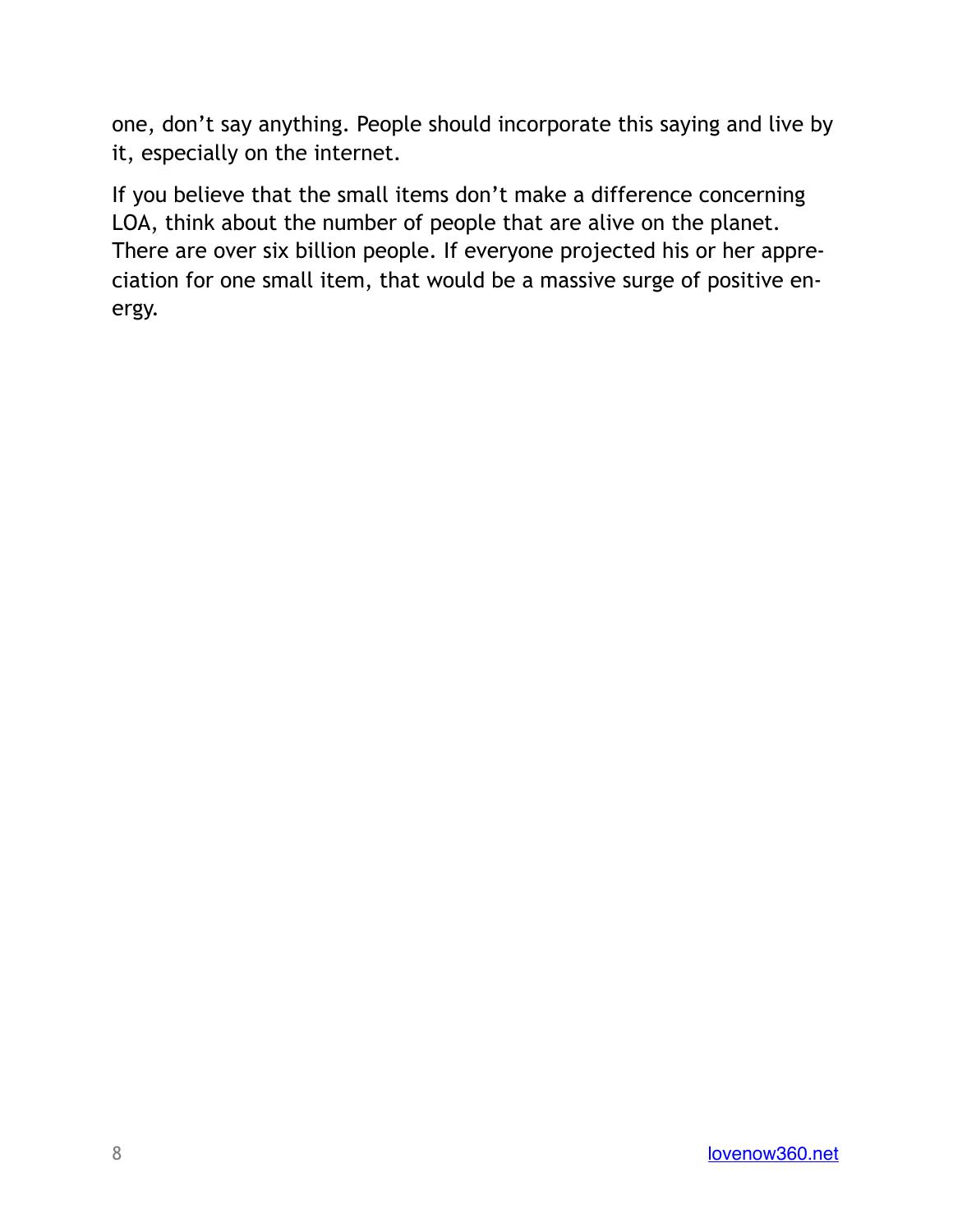one, don't say anything. People should incorporate this saying and live by it, especially on the internet.

If you believe that the small items don't make a difference concerning LOA, think about the number of people that are alive on the planet. There are over six billion people. If everyone projected his or her appreciation for one small item, that would be a massive surge of positive energy.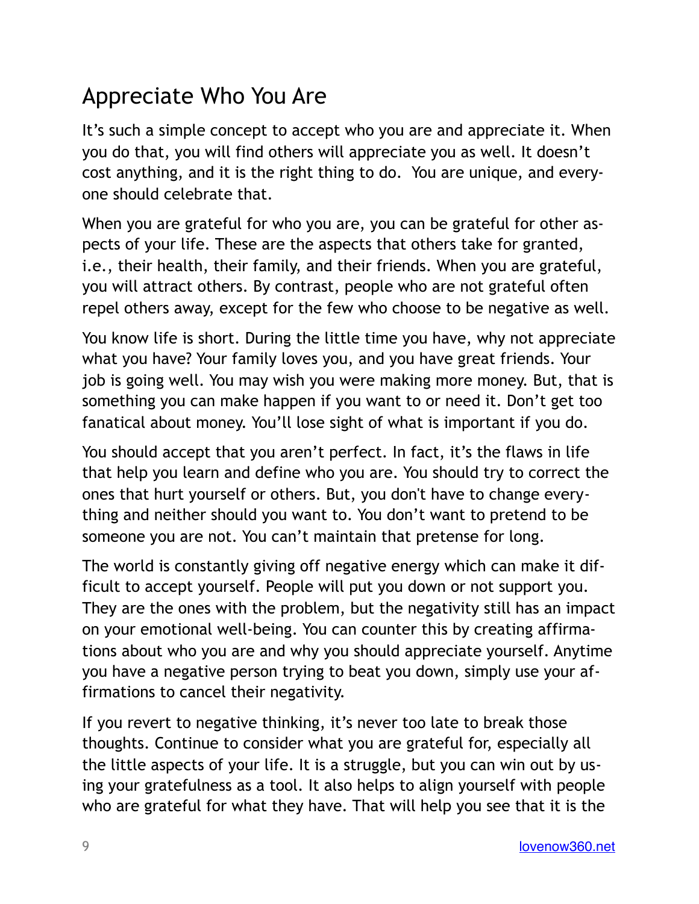## Appreciate Who You Are

It's such a simple concept to accept who you are and appreciate it. When you do that, you will find others will appreciate you as well. It doesn't cost anything, and it is the right thing to do. You are unique, and everyone should celebrate that.

When you are grateful for who you are, you can be grateful for other aspects of your life. These are the aspects that others take for granted, i.e., their health, their family, and their friends. When you are grateful, you will attract others. By contrast, people who are not grateful often repel others away, except for the few who choose to be negative as well.

You know life is short. During the little time you have, why not appreciate what you have? Your family loves you, and you have great friends. Your job is going well. You may wish you were making more money. But, that is something you can make happen if you want to or need it. Don't get too fanatical about money. You'll lose sight of what is important if you do.

You should accept that you aren't perfect. In fact, it's the flaws in life that help you learn and define who you are. You should try to correct the ones that hurt yourself or others. But, you don't have to change everything and neither should you want to. You don't want to pretend to be someone you are not. You can't maintain that pretense for long.

The world is constantly giving off negative energy which can make it difficult to accept yourself. People will put you down or not support you. They are the ones with the problem, but the negativity still has an impact on your emotional well-being. You can counter this by creating affirmations about who you are and why you should appreciate yourself. Anytime you have a negative person trying to beat you down, simply use your affirmations to cancel their negativity.

If you revert to negative thinking, it's never too late to break those thoughts. Continue to consider what you are grateful for, especially all the little aspects of your life. It is a struggle, but you can win out by using your gratefulness as a tool. It also helps to align yourself with people who are grateful for what they have. That will help you see that it is the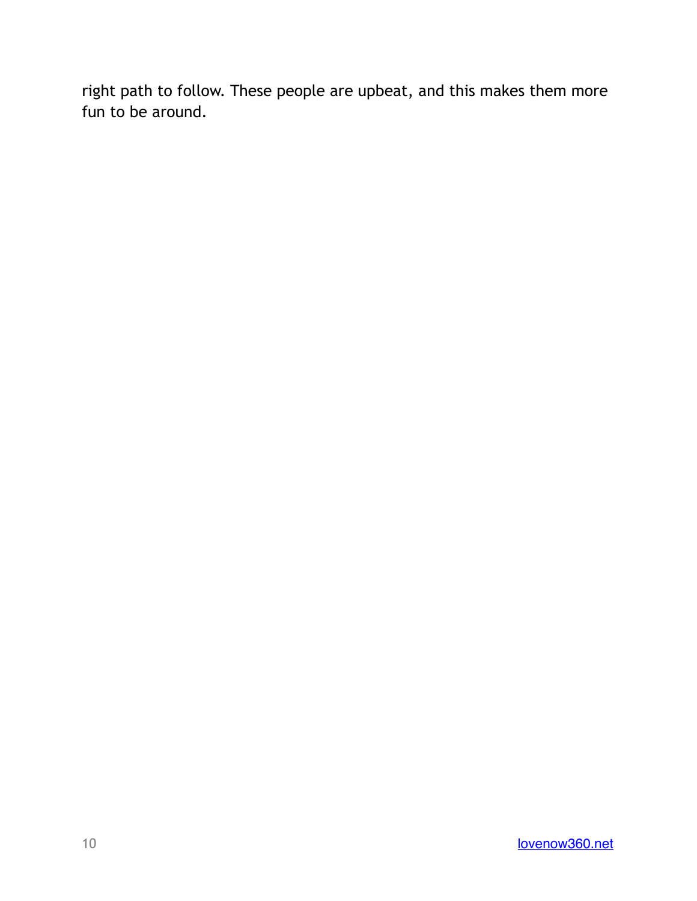right path to follow. These people are upbeat, and this makes them more fun to be around.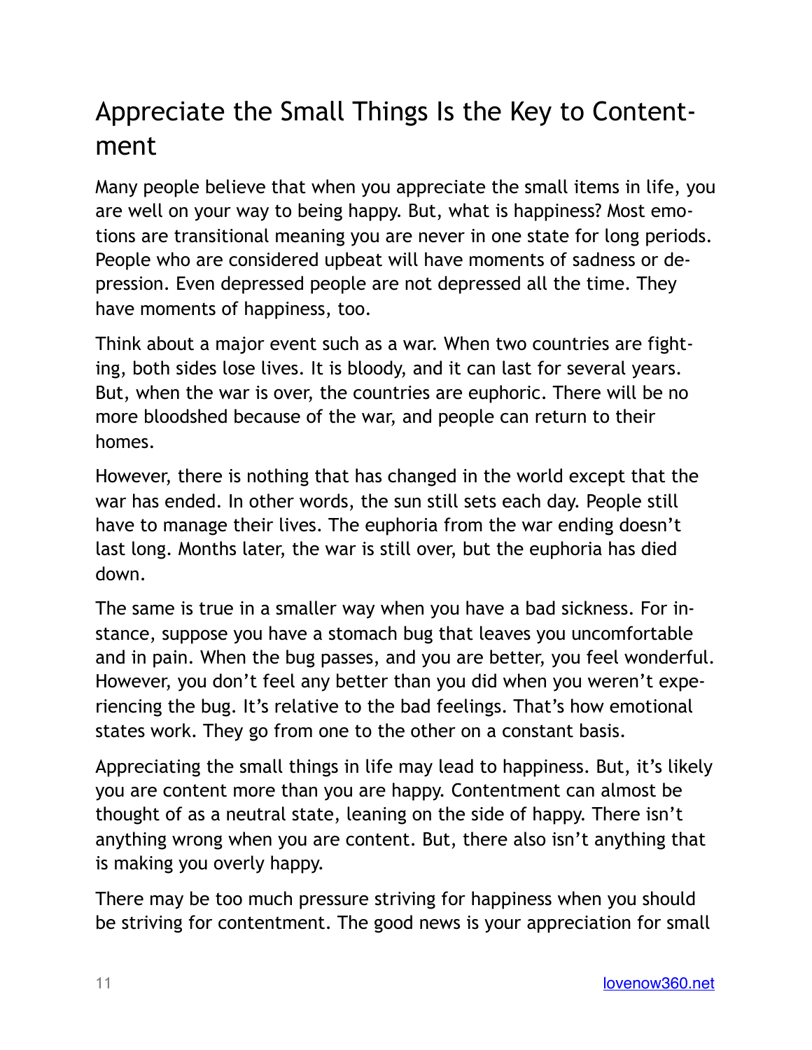## Appreciate the Small Things Is the Key to Contentment

Many people believe that when you appreciate the small items in life, you are well on your way to being happy. But, what is happiness? Most emotions are transitional meaning you are never in one state for long periods. People who are considered upbeat will have moments of sadness or depression. Even depressed people are not depressed all the time. They have moments of happiness, too.

Think about a major event such as a war. When two countries are fighting, both sides lose lives. It is bloody, and it can last for several years. But, when the war is over, the countries are euphoric. There will be no more bloodshed because of the war, and people can return to their homes.

However, there is nothing that has changed in the world except that the war has ended. In other words, the sun still sets each day. People still have to manage their lives. The euphoria from the war ending doesn't last long. Months later, the war is still over, but the euphoria has died down.

The same is true in a smaller way when you have a bad sickness. For instance, suppose you have a stomach bug that leaves you uncomfortable and in pain. When the bug passes, and you are better, you feel wonderful. However, you don't feel any better than you did when you weren't experiencing the bug. It's relative to the bad feelings. That's how emotional states work. They go from one to the other on a constant basis.

Appreciating the small things in life may lead to happiness. But, it's likely you are content more than you are happy. Contentment can almost be thought of as a neutral state, leaning on the side of happy. There isn't anything wrong when you are content. But, there also isn't anything that is making you overly happy.

There may be too much pressure striving for happiness when you should be striving for contentment. The good news is your appreciation for small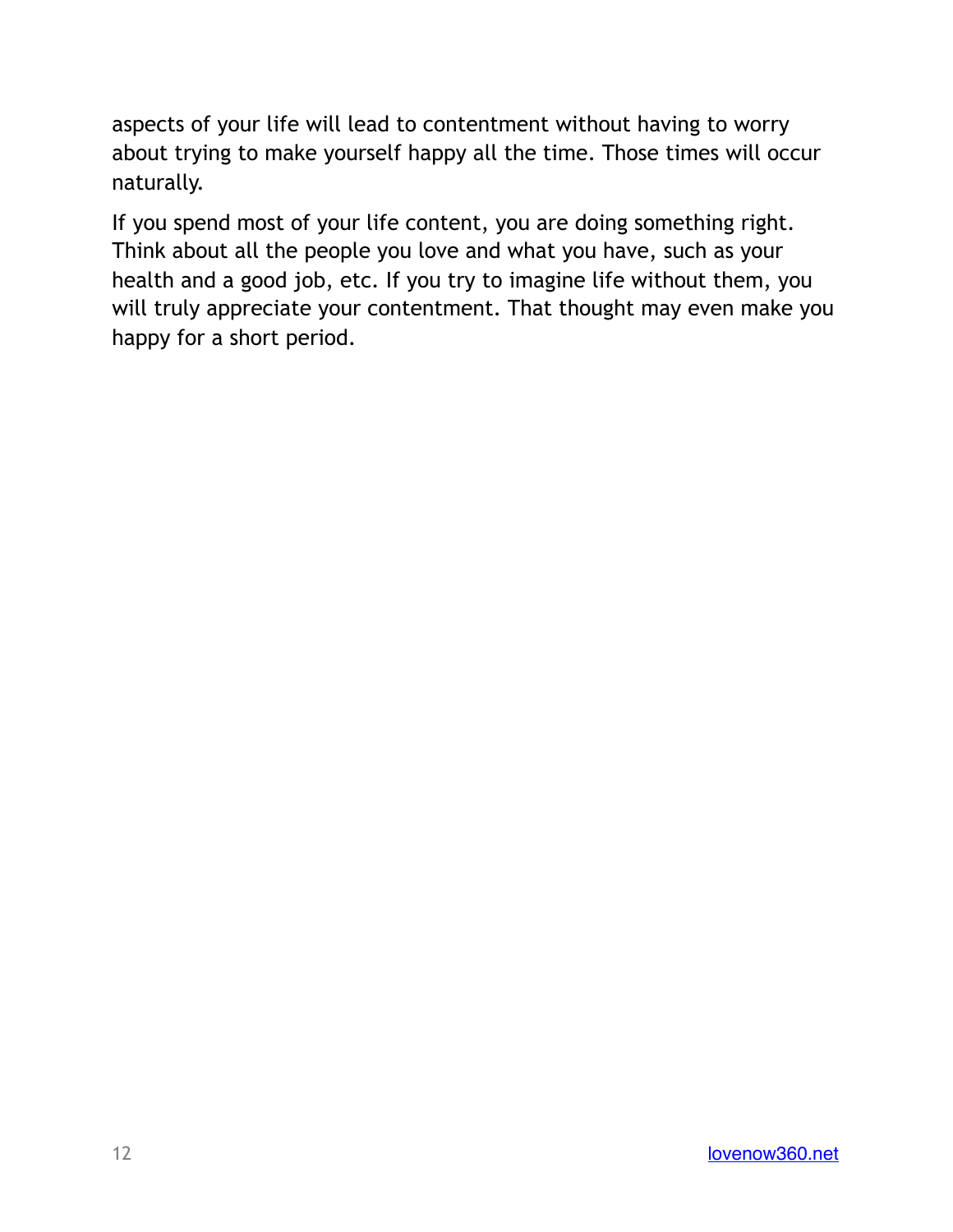aspects of your life will lead to contentment without having to worry about trying to make yourself happy all the time. Those times will occur naturally.

If you spend most of your life content, you are doing something right. Think about all the people you love and what you have, such as your health and a good job, etc. If you try to imagine life without them, you will truly appreciate your contentment. That thought may even make you happy for a short period.